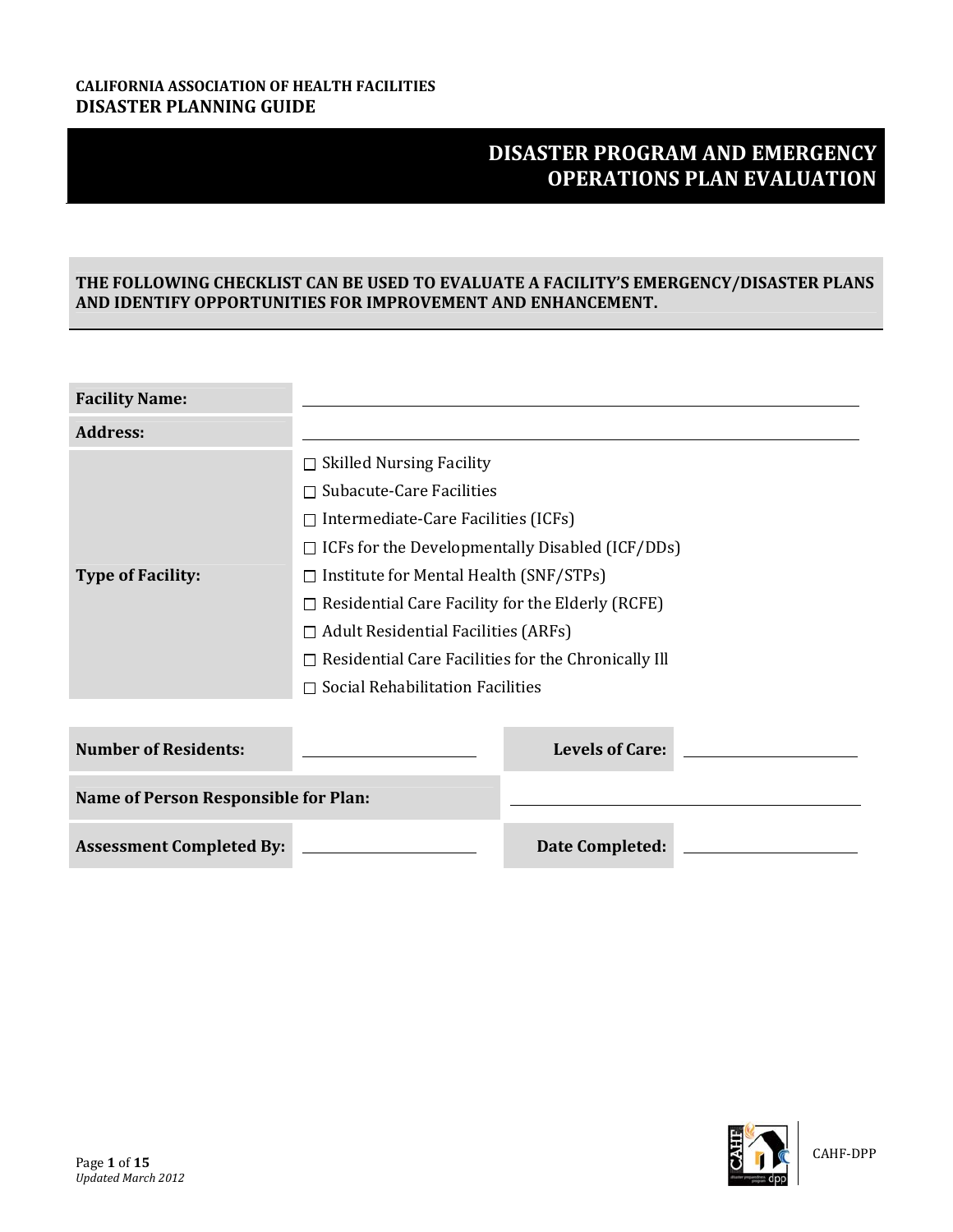**CALIFORNIA ASSOCIATION OF HEALTH FACILITIES**
**DISASTER PLANNING GUIDE**

# DISASTER PROGRAM AND EMERGENCY OPERATIONS PLAN EVALUATION

**THE FOLLOWING CHECKLIST CAN BE USED TO EVALUATE A FACILITY'S EMERGENCY/DISASTER PLANS AND IDENTIFY OPPORTUNITIES FOR IMPROVEMENT AND ENHANCEMENT.**

| | |
|---|---|
| **Facility Name:** | ______________________________ |
| **Address:** | ______________________________ |
| **Type of Facility:** | ☐ Skilled Nursing Facility<br>☐ Subacute-Care Facilities<br>☐ Intermediate-Care Facilities (ICFs)<br>☐ ICFs for the Developmentally Disabled (ICF/DDs)<br>☐ Institute for Mental Health (SNF/STPs)<br>☐ Residential Care Facility for the Elderly (RCFE)<br>☐ Adult Residential Facilities (ARFs)<br>☐ Residential Care Facilities for the Chronically Ill<br>☐ Social Rehabilitation Facilities |

| | | | |
|---|---|---|---|
| **Number of Residents:** | ____________ | **Levels of Care:** | ____________ |
| **Name of Person Responsible for Plan:** | | ____________ | |
| **Assessment Completed By:** | ____________ | **Date Completed:** | ____________ |

*Updated March 2012*

CAHF-DPP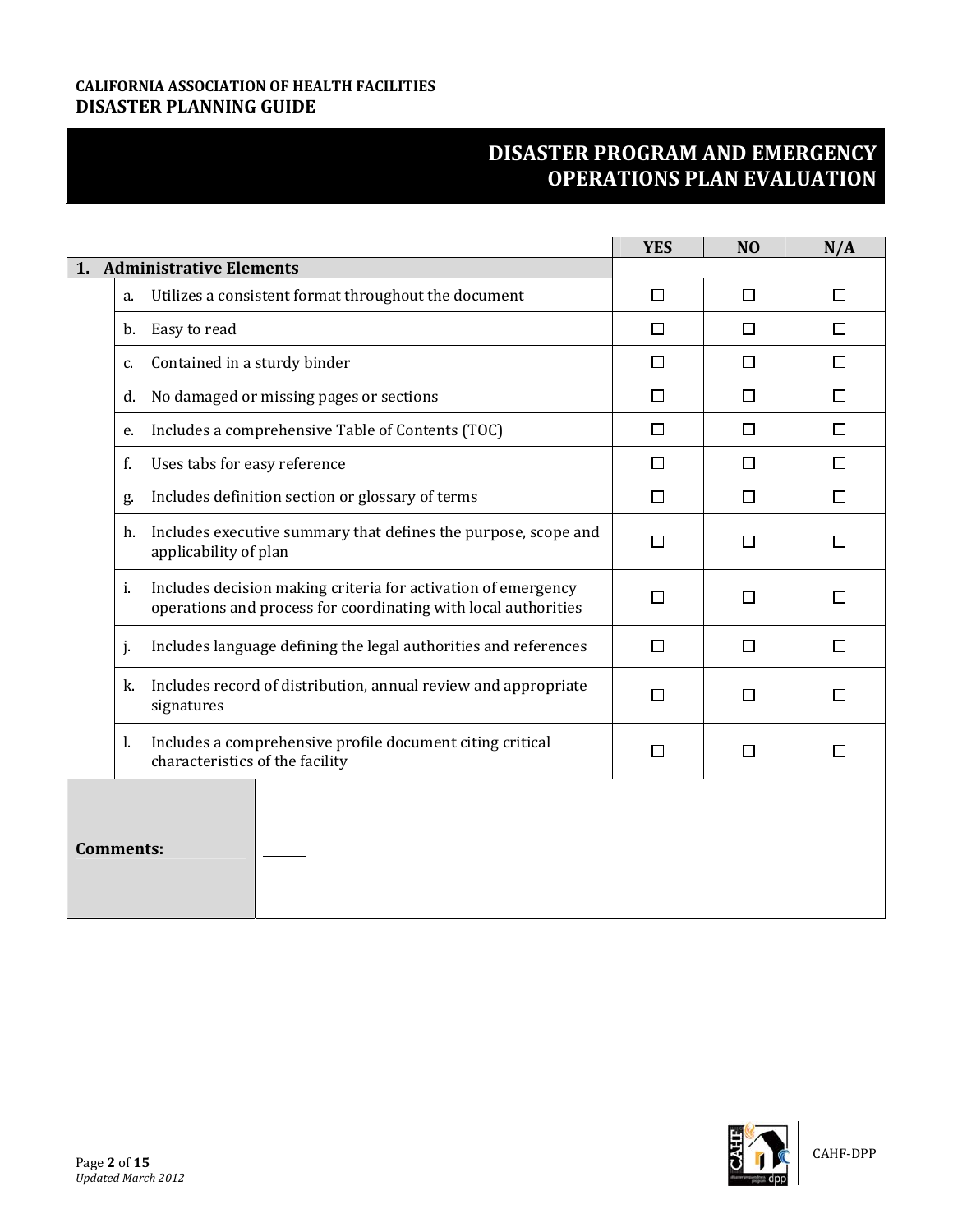# DISASTER PROGRAM AND EMERGENCY OPERATIONS PLAN EVALUATION

| | YES | NO | N/A |
|---|---|---|---|
| **1. Administrative Elements** | | | |
| a. Utilizes a consistent format throughout the document | ☐ | ☐ | ☐ |
| b. Easy to read | ☐ | ☐ | ☐ |
| c. Contained in a sturdy binder | ☐ | ☐ | ☐ |
| d. No damaged or missing pages or sections | ☐ | ☐ | ☐ |
| e. Includes a comprehensive Table of Contents (TOC) | ☐ | ☐ | ☐ |
| f. Uses tabs for easy reference | ☐ | ☐ | ☐ |
| g. Includes definition section or glossary of terms | ☐ | ☐ | ☐ |
| h. Includes executive summary that defines the purpose, scope and applicability of plan | ☐ | ☐ | ☐ |
| i. Includes decision making criteria for activation of emergency operations and process for coordinating with local authorities | ☐ | ☐ | ☐ |
| j. Includes language defining the legal authorities and references | ☐ | ☐ | ☐ |
| k. Includes record of distribution, annual review and appropriate signatures | ☐ | ☐ | ☐ |
| l. Includes a comprehensive profile document citing critical characteristics of the facility | ☐ | ☐ | ☐ |

| **Comments:** | |
|---|---|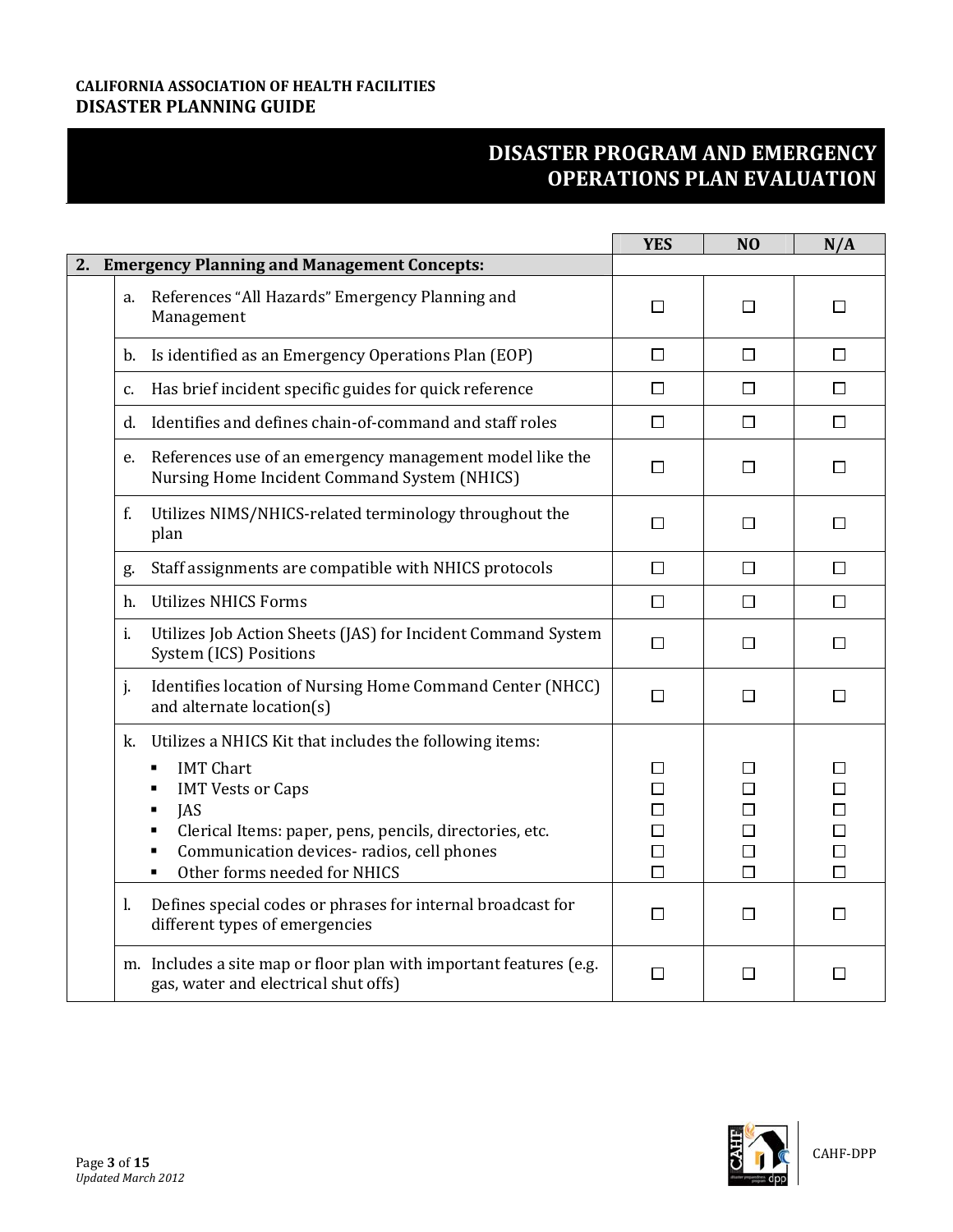# DISASTER PROGRAM AND EMERGENCY OPERATIONS PLAN EVALUATION

| | YES | NO | N/A |
|---|---|---|---|
| **2. Emergency Planning and Management Concepts:** | | | |
| a. References "All Hazards" Emergency Planning and Management | ☐ | ☐ | ☐ |
| b. Is identified as an Emergency Operations Plan (EOP) | ☐ | ☐ | ☐ |
| c. Has brief incident specific guides for quick reference | ☐ | ☐ | ☐ |
| d. Identifies and defines chain-of-command and staff roles | ☐ | ☐ | ☐ |
| e. References use of an emergency management model like the Nursing Home Incident Command System (NHICS) | ☐ | ☐ | ☐ |
| f. Utilizes NIMS/NHICS-related terminology throughout the plan | ☐ | ☐ | ☐ |
| g. Staff assignments are compatible with NHICS protocols | ☐ | ☐ | ☐ |
| h. Utilizes NHICS Forms | ☐ | ☐ | ☐ |
| i. Utilizes Job Action Sheets (JAS) for Incident Command System System (ICS) Positions | ☐ | ☐ | ☐ |
| j. Identifies location of Nursing Home Command Center (NHCC) and alternate location(s) | ☐ | ☐ | ☐ |
| k. Utilizes a NHICS Kit that includes the following items: | | | |
| ▪ IMT Chart | ☐ | ☐ | ☐ |
| ▪ IMT Vests or Caps | ☐ | ☐ | ☐ |
| ▪ JAS | ☐ | ☐ | ☐ |
| ▪ Clerical Items: paper, pens, pencils, directories, etc. | ☐ | ☐ | ☐ |
| ▪ Communication devices- radios, cell phones | ☐ | ☐ | ☐ |
| ▪ Other forms needed for NHICS | ☐ | ☐ | ☐ |
| l. Defines special codes or phrases for internal broadcast for different types of emergencies | ☐ | ☐ | ☐ |
| m. Includes a site map or floor plan with important features (e.g. gas, water and electrical shut offs) | ☐ | ☐ | ☐ |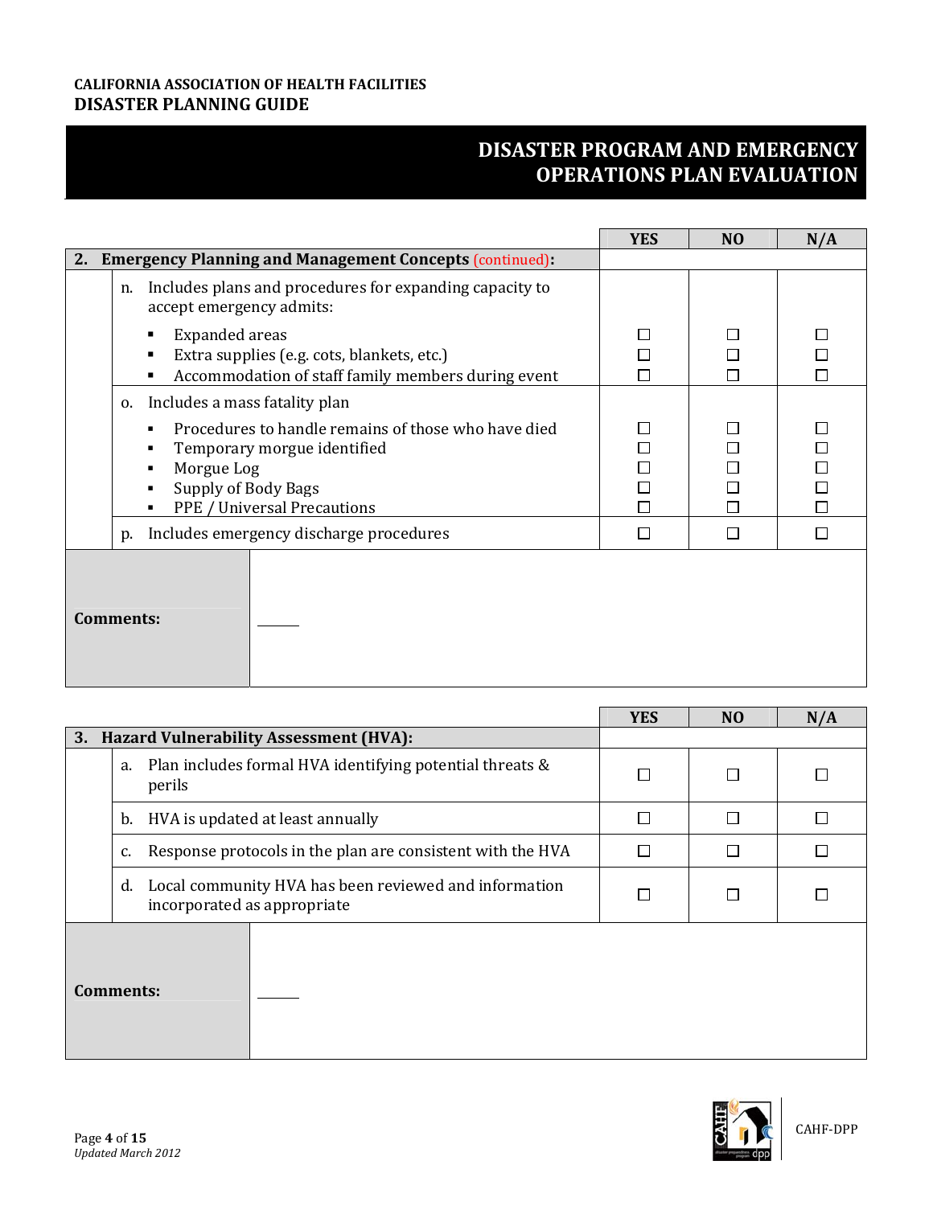# DISASTER PROGRAM AND EMERGENCY OPERATIONS PLAN EVALUATION

| | YES | NO | N/A |
|---|---|---|---|
| **2. Emergency Planning and Management Concepts** (continued): | | | |
| n. Includes plans and procedures for expanding capacity to accept emergency admits: | | | |
| ▪ Expanded areas | ☐ | ☐ | ☐ |
| ▪ Extra supplies (e.g. cots, blankets, etc.) | ☐ | ☐ | ☐ |
| ▪ Accommodation of staff family members during event | ☐ | ☐ | ☐ |
| o. Includes a mass fatality plan | | | |
| ▪ Procedures to handle remains of those who have died | ☐ | ☐ | ☐ |
| ▪ Temporary morgue identified | ☐ | ☐ | ☐ |
| ▪ Morgue Log | ☐ | ☐ | ☐ |
| ▪ Supply of Body Bags | ☐ | ☐ | ☐ |
| ▪ PPE / Universal Precautions | ☐ | ☐ | ☐ |
| p. Includes emergency discharge procedures | ☐ | ☐ | ☐ |

**Comments:**

| | YES | NO | N/A |
|---|---|---|---|
| **3. Hazard Vulnerability Assessment (HVA):** | | | |
| a. Plan includes formal HVA identifying potential threats & perils | ☐ | ☐ | ☐ |
| b. HVA is updated at least annually | ☐ | ☐ | ☐ |
| c. Response protocols in the plan are consistent with the HVA | ☐ | ☐ | ☐ |
| d. Local community HVA has been reviewed and information incorporated as appropriate | ☐ | ☐ | ☐ |

**Comments:**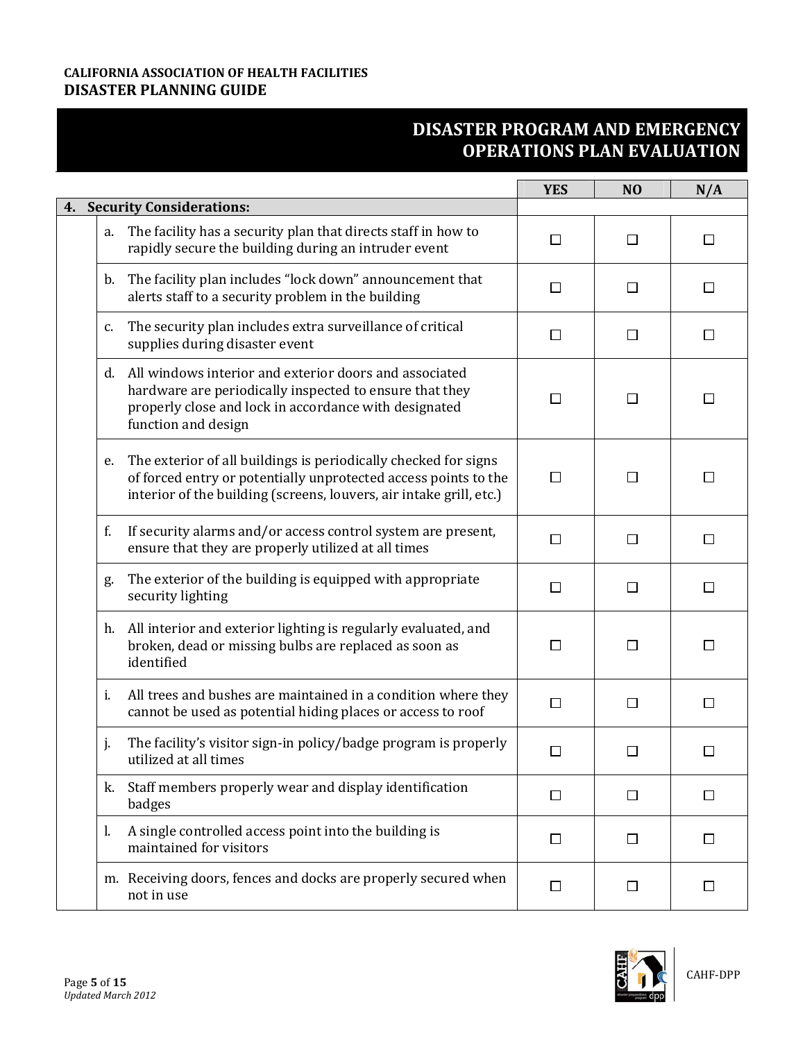# DISASTER PROGRAM AND EMERGENCY OPERATIONS PLAN EVALUATION

| | YES | NO | N/A |
|---|---|---|---|
| **4. Security Considerations:** | | | |
| a. The facility has a security plan that directs staff in how to rapidly secure the building during an intruder event | ☐ | ☐ | ☐ |
| b. The facility plan includes "lock down" announcement that alerts staff to a security problem in the building | ☐ | ☐ | ☐ |
| c. The security plan includes extra surveillance of critical supplies during disaster event | ☐ | ☐ | ☐ |
| d. All windows interior and exterior doors and associated hardware are periodically inspected to ensure that they properly close and lock in accordance with designated function and design | ☐ | ☐ | ☐ |
| e. The exterior of all buildings is periodically checked for signs of forced entry or potentially unprotected access points to the interior of the building (screens, louvers, air intake grill, etc.) | ☐ | ☐ | ☐ |
| f. If security alarms and/or access control system are present, ensure that they are properly utilized at all times | ☐ | ☐ | ☐ |
| g. The exterior of the building is equipped with appropriate security lighting | ☐ | ☐ | ☐ |
| h. All interior and exterior lighting is regularly evaluated, and broken, dead or missing bulbs are replaced as soon as identified | ☐ | ☐ | ☐ |
| i. All trees and bushes are maintained in a condition where they cannot be used as potential hiding places or access to roof | ☐ | ☐ | ☐ |
| j. The facility's visitor sign-in policy/badge program is properly utilized at all times | ☐ | ☐ | ☐ |
| k. Staff members properly wear and display identification badges | ☐ | ☐ | ☐ |
| l. A single controlled access point into the building is maintained for visitors | ☐ | ☐ | ☐ |
| m. Receiving doors, fences and docks are properly secured when not in use | ☐ | ☐ | ☐ |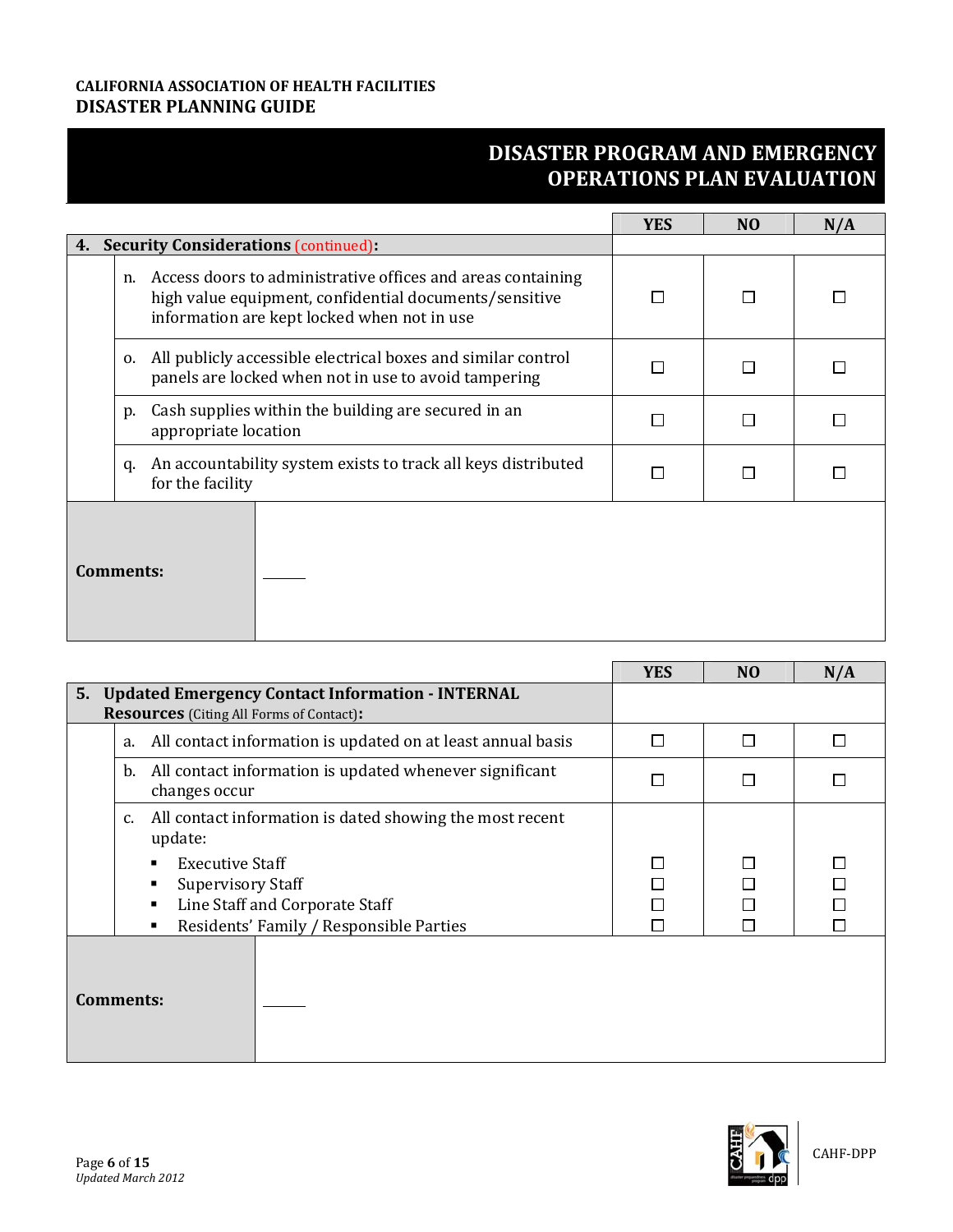## DISASTER PROGRAM AND EMERGENCY OPERATIONS PLAN EVALUATION

| | YES | NO | N/A |
|---|---|---|---|
| **4. Security Considerations** (continued)**:** | | | |
| n. Access doors to administrative offices and areas containing high value equipment, confidential documents/sensitive information are kept locked when not in use | ☐ | ☐ | ☐ |
| o. All publicly accessible electrical boxes and similar control panels are locked when not in use to avoid tampering | ☐ | ☐ | ☐ |
| p. Cash supplies within the building are secured in an appropriate location | ☐ | ☐ | ☐ |
| q. An accountability system exists to track all keys distributed for the facility | ☐ | ☐ | ☐ |

| **Comments:** | |
|---|---|

| | YES | NO | N/A |
|---|---|---|---|
| **5. Updated Emergency Contact Information - INTERNAL Resources** (Citing All Forms of Contact)**:** | | | |
| a. All contact information is updated on at least annual basis | ☐ | ☐ | ☐ |
| b. All contact information is updated whenever significant changes occur | ☐ | ☐ | ☐ |
| c. All contact information is dated showing the most recent update: | | | |
| ▪ Executive Staff | ☐ | ☐ | ☐ |
| ▪ Supervisory Staff | ☐ | ☐ | ☐ |
| ▪ Line Staff and Corporate Staff | ☐ | ☐ | ☐ |
| ▪ Residents' Family / Responsible Parties | ☐ | ☐ | ☐ |

| **Comments:** | |
|---|---|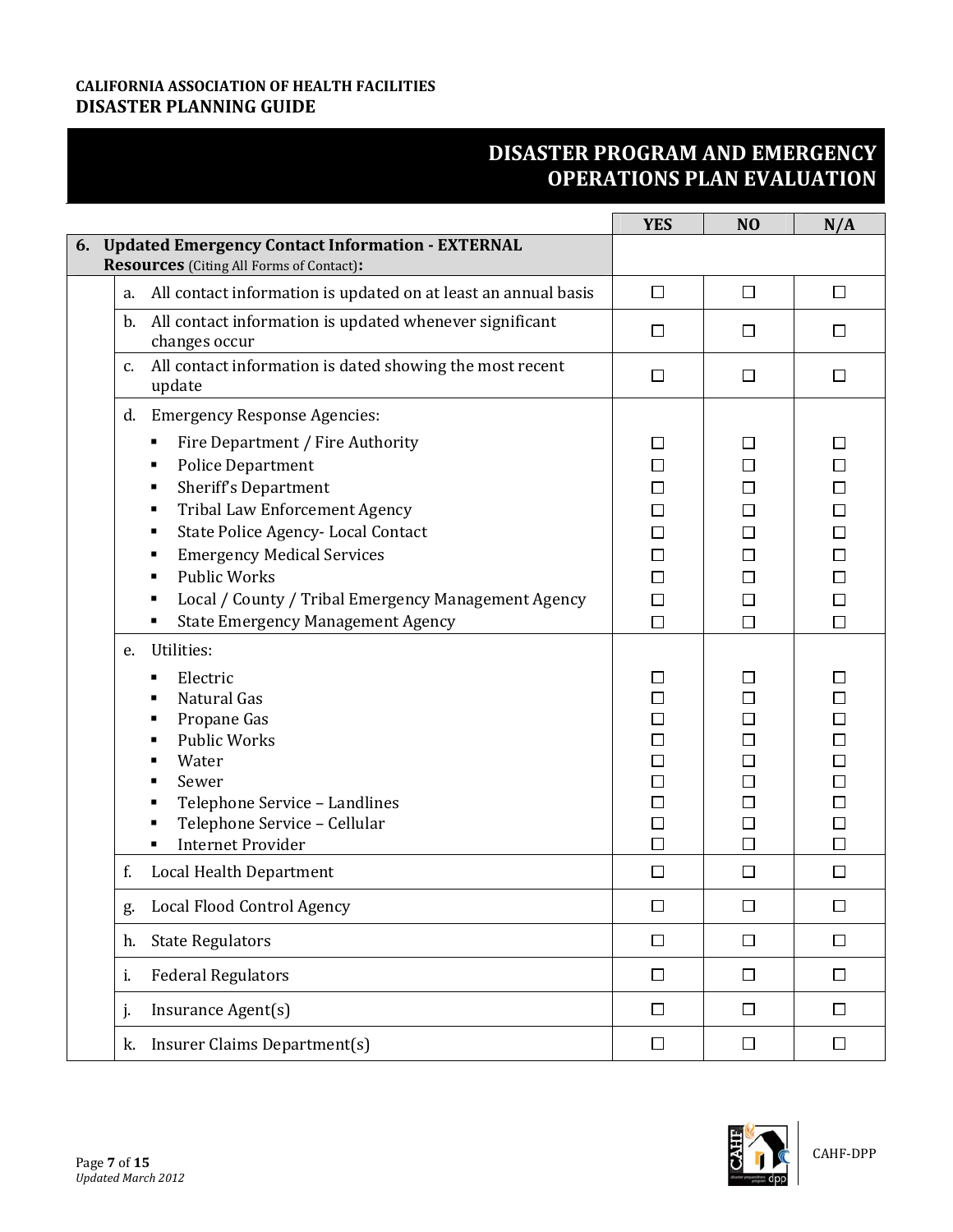# DISASTER PROGRAM AND EMERGENCY OPERATIONS PLAN EVALUATION

| | YES | NO | N/A |
|---|---|---|---|
| **6. Updated Emergency Contact Information - EXTERNAL Resources** (Citing All Forms of Contact)**:** | | | |
| a. All contact information is updated on at least an annual basis | ☐ | ☐ | ☐ |
| b. All contact information is updated whenever significant changes occur | ☐ | ☐ | ☐ |
| c. All contact information is dated showing the most recent update | ☐ | ☐ | ☐ |
| d. Emergency Response Agencies: | | | |
| ▪ Fire Department / Fire Authority | ☐ | ☐ | ☐ |
| ▪ Police Department | ☐ | ☐ | ☐ |
| ▪ Sheriff's Department | ☐ | ☐ | ☐ |
| ▪ Tribal Law Enforcement Agency | ☐ | ☐ | ☐ |
| ▪ State Police Agency- Local Contact | ☐ | ☐ | ☐ |
| ▪ Emergency Medical Services | ☐ | ☐ | ☐ |
| ▪ Public Works | ☐ | ☐ | ☐ |
| ▪ Local / County / Tribal Emergency Management Agency | ☐ | ☐ | ☐ |
| ▪ State Emergency Management Agency | ☐ | ☐ | ☐ |
| e. Utilities: | | | |
| ▪ Electric | ☐ | ☐ | ☐ |
| ▪ Natural Gas | ☐ | ☐ | ☐ |
| ▪ Propane Gas | ☐ | ☐ | ☐ |
| ▪ Public Works | ☐ | ☐ | ☐ |
| ▪ Water | ☐ | ☐ | ☐ |
| ▪ Sewer | ☐ | ☐ | ☐ |
| ▪ Telephone Service – Landlines | ☐ | ☐ | ☐ |
| ▪ Telephone Service – Cellular | ☐ | ☐ | ☐ |
| ▪ Internet Provider | ☐ | ☐ | ☐ |
| f. Local Health Department | ☐ | ☐ | ☐ |
| g. Local Flood Control Agency | ☐ | ☐ | ☐ |
| h. State Regulators | ☐ | ☐ | ☐ |
| i. Federal Regulators | ☐ | ☐ | ☐ |
| j. Insurance Agent(s) | ☐ | ☐ | ☐ |
| k. Insurer Claims Department(s) | ☐ | ☐ | ☐ |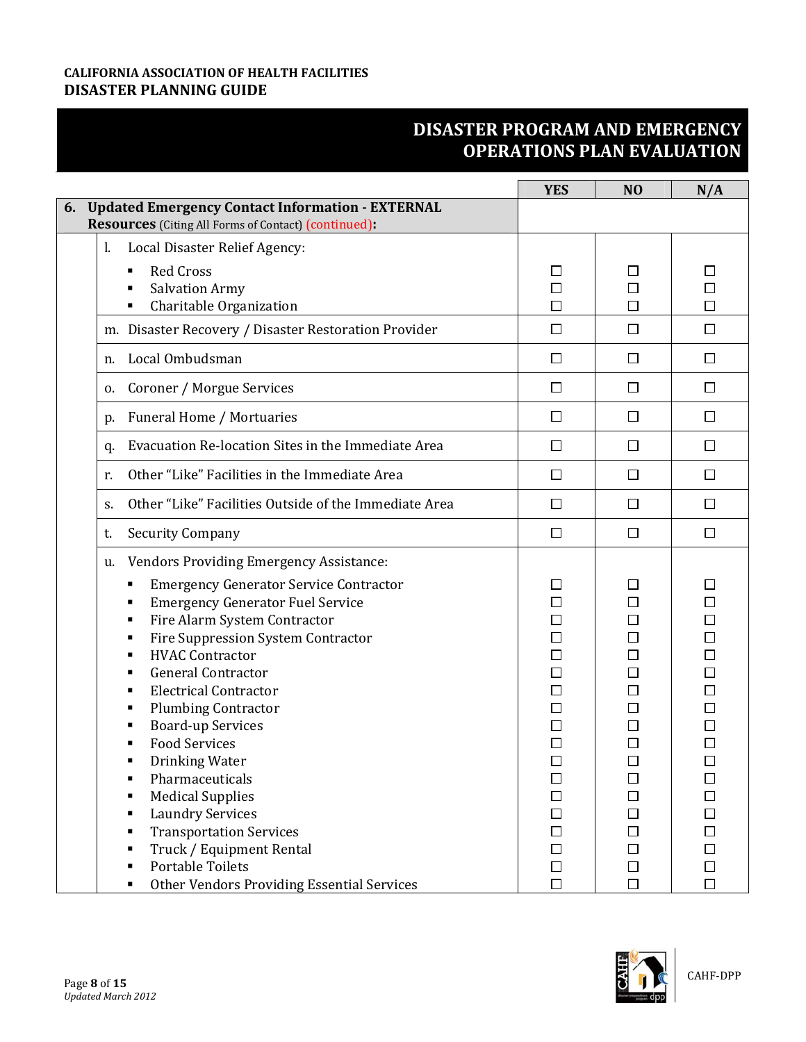## DISASTER PROGRAM AND EMERGENCY OPERATIONS PLAN EVALUATION

| | YES | NO | N/A |
|---|---|---|---|
| **6. Updated Emergency Contact Information - EXTERNAL Resources** (Citing All Forms of Contact) (continued)**:** | | | |
| l. Local Disaster Relief Agency: | | | |
| ▪ Red Cross | ☐ | ☐ | ☐ |
| ▪ Salvation Army | ☐ | ☐ | ☐ |
| ▪ Charitable Organization | ☐ | ☐ | ☐ |
| m. Disaster Recovery / Disaster Restoration Provider | ☐ | ☐ | ☐ |
| n. Local Ombudsman | ☐ | ☐ | ☐ |
| o. Coroner / Morgue Services | ☐ | ☐ | ☐ |
| p. Funeral Home / Mortuaries | ☐ | ☐ | ☐ |
| q. Evacuation Re-location Sites in the Immediate Area | ☐ | ☐ | ☐ |
| r. Other "Like" Facilities in the Immediate Area | ☐ | ☐ | ☐ |
| s. Other "Like" Facilities Outside of the Immediate Area | ☐ | ☐ | ☐ |
| t. Security Company | ☐ | ☐ | ☐ |
| u. Vendors Providing Emergency Assistance: | | | |
| ▪ Emergency Generator Service Contractor | ☐ | ☐ | ☐ |
| ▪ Emergency Generator Fuel Service | ☐ | ☐ | ☐ |
| ▪ Fire Alarm System Contractor | ☐ | ☐ | ☐ |
| ▪ Fire Suppression System Contractor | ☐ | ☐ | ☐ |
| ▪ HVAC Contractor | ☐ | ☐ | ☐ |
| ▪ General Contractor | ☐ | ☐ | ☐ |
| ▪ Electrical Contractor | ☐ | ☐ | ☐ |
| ▪ Plumbing Contractor | ☐ | ☐ | ☐ |
| ▪ Board-up Services | ☐ | ☐ | ☐ |
| ▪ Food Services | ☐ | ☐ | ☐ |
| ▪ Drinking Water | ☐ | ☐ | ☐ |
| ▪ Pharmaceuticals | ☐ | ☐ | ☐ |
| ▪ Medical Supplies | ☐ | ☐ | ☐ |
| ▪ Laundry Services | ☐ | ☐ | ☐ |
| ▪ Transportation Services | ☐ | ☐ | ☐ |
| ▪ Truck / Equipment Rental | ☐ | ☐ | ☐ |
| ▪ Portable Toilets | ☐ | ☐ | ☐ |
| ▪ Other Vendors Providing Essential Services | ☐ | ☐ | ☐ |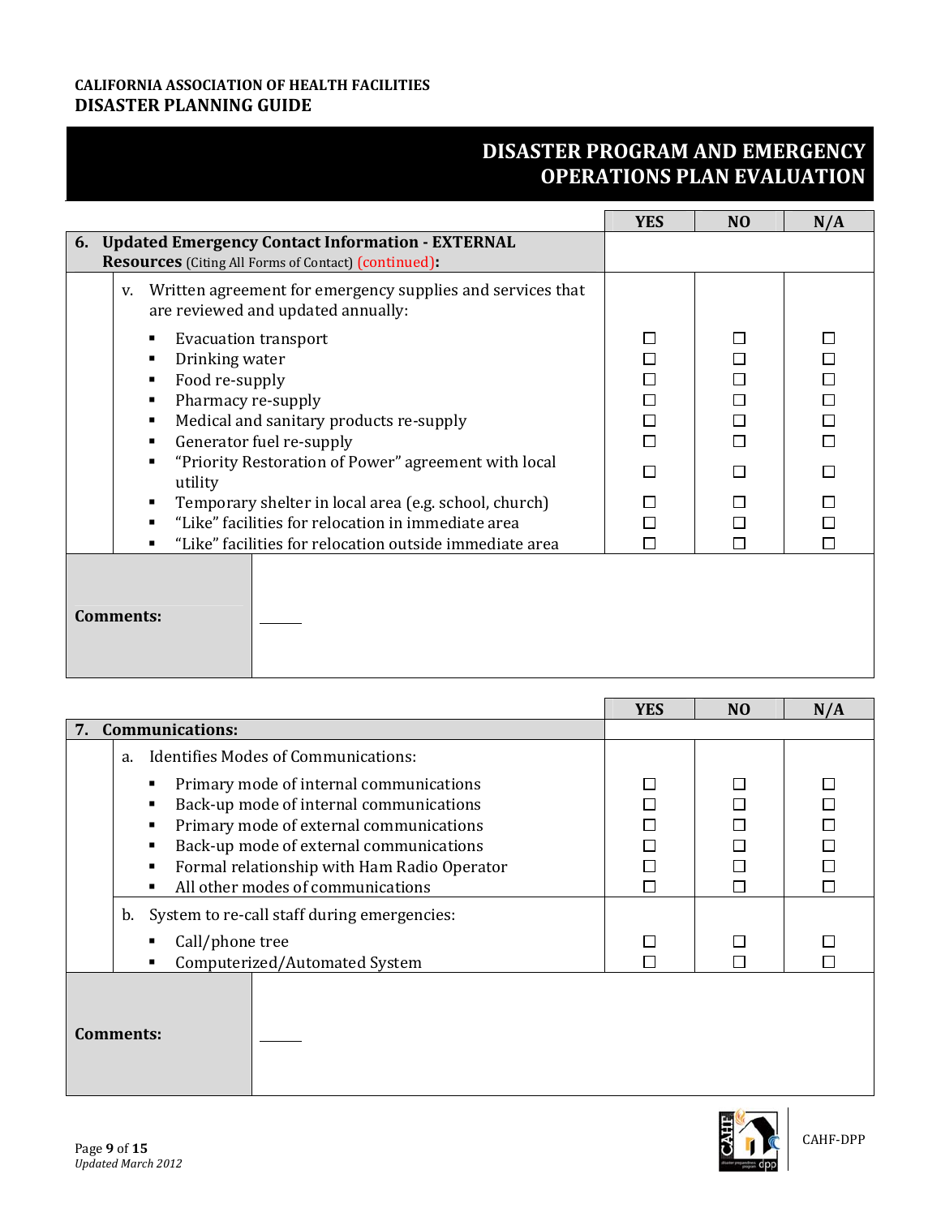## DISASTER PROGRAM AND EMERGENCY OPERATIONS PLAN EVALUATION

| | YES | NO | N/A |
|---|---|---|---|
| **6. Updated Emergency Contact Information - EXTERNAL Resources** (Citing All Forms of Contact) (continued)**:** | | | |
| v. Written agreement for emergency supplies and services that are reviewed and updated annually: | | | |
| ▪ Evacuation transport | ☐ | ☐ | ☐ |
| ▪ Drinking water | ☐ | ☐ | ☐ |
| ▪ Food re-supply | ☐ | ☐ | ☐ |
| ▪ Pharmacy re-supply | ☐ | ☐ | ☐ |
| ▪ Medical and sanitary products re-supply | ☐ | ☐ | ☐ |
| ▪ Generator fuel re-supply | ☐ | ☐ | ☐ |
| ▪ "Priority Restoration of Power" agreement with local utility | ☐ | ☐ | ☐ |
| ▪ Temporary shelter in local area (e.g. school, church) | ☐ | ☐ | ☐ |
| ▪ "Like" facilities for relocation in immediate area | ☐ | ☐ | ☐ |
| ▪ "Like" facilities for relocation outside immediate area | ☐ | ☐ | ☐ |

**Comments:** ______

| | YES | NO | N/A |
|---|---|---|---|
| **7. Communications:** | | | |
| a. Identifies Modes of Communications: | | | |
| ▪ Primary mode of internal communications | ☐ | ☐ | ☐ |
| ▪ Back-up mode of internal communications | ☐ | ☐ | ☐ |
| ▪ Primary mode of external communications | ☐ | ☐ | ☐ |
| ▪ Back-up mode of external communications | ☐ | ☐ | ☐ |
| ▪ Formal relationship with Ham Radio Operator | ☐ | ☐ | ☐ |
| ▪ All other modes of communications | ☐ | ☐ | ☐ |
| b. System to re-call staff during emergencies: | | | |
| ▪ Call/phone tree | ☐ | ☐ | ☐ |
| ▪ Computerized/Automated System | ☐ | ☐ | ☐ |

**Comments:** ______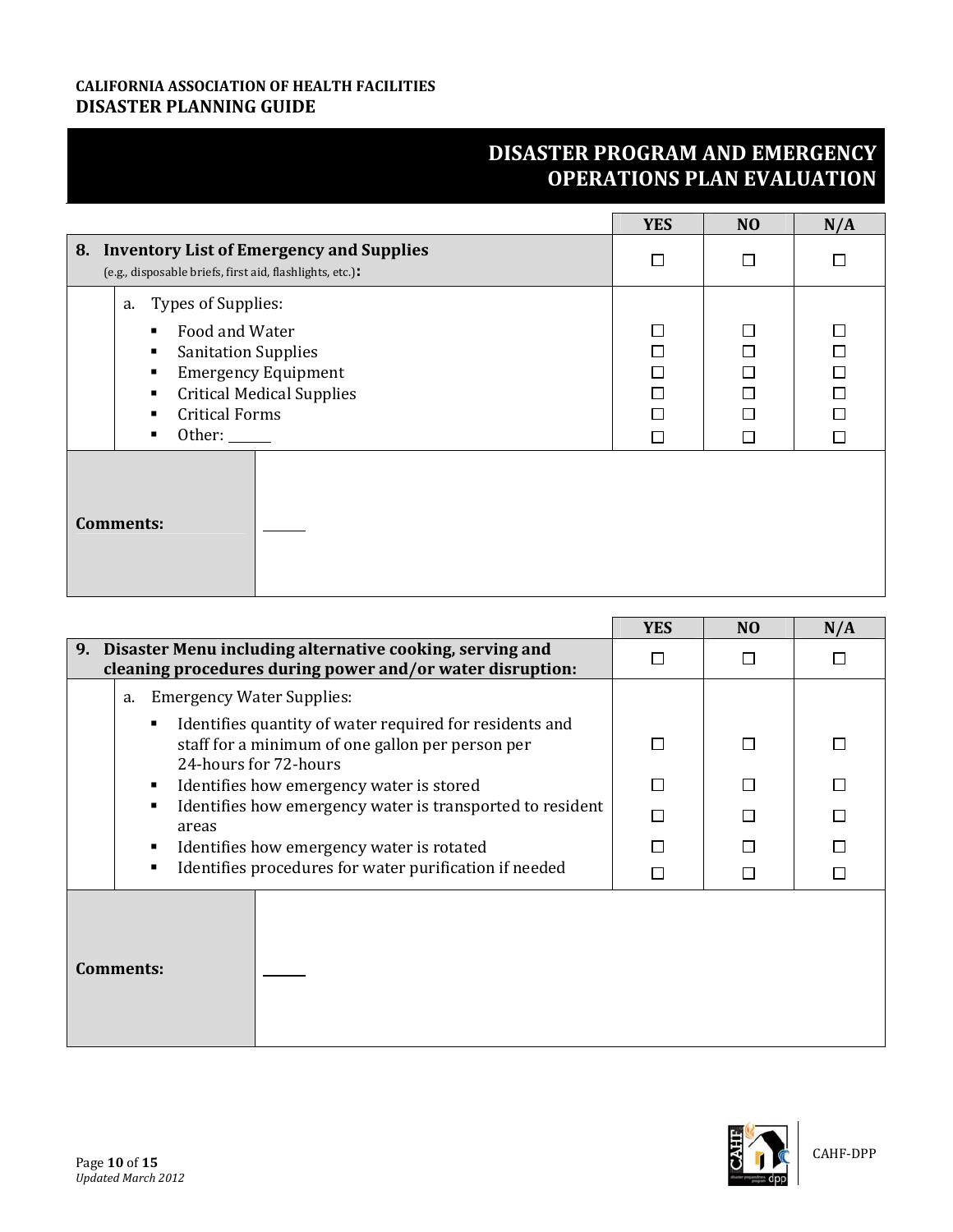## DISASTER PROGRAM AND EMERGENCY OPERATIONS PLAN EVALUATION

| | YES | NO | N/A |
|---|---|---|---|
| **8. Inventory List of Emergency and Supplies** (e.g., disposable briefs, first aid, flashlights, etc.): | ☐ | ☐ | ☐ |
| a. Types of Supplies: | | | |
| ▪ Food and Water | ☐ | ☐ | ☐ |
| ▪ Sanitation Supplies | ☐ | ☐ | ☐ |
| ▪ Emergency Equipment | ☐ | ☐ | ☐ |
| ▪ Critical Medical Supplies | ☐ | ☐ | ☐ |
| ▪ Critical Forms | ☐ | ☐ | ☐ |
| ▪ Other: ______ | ☐ | ☐ | ☐ |

**Comments:** ______

| | YES | NO | N/A |
|---|---|---|---|
| **9. Disaster Menu including alternative cooking, serving and cleaning procedures during power and/or water disruption:** | ☐ | ☐ | ☐ |
| a. Emergency Water Supplies: | | | |
| ▪ Identifies quantity of water required for residents and staff for a minimum of one gallon per person per 24-hours for 72-hours | ☐ | ☐ | ☐ |
| ▪ Identifies how emergency water is stored | ☐ | ☐ | ☐ |
| ▪ Identifies how emergency water is transported to resident areas | ☐ | ☐ | ☐ |
| ▪ Identifies how emergency water is rotated | ☐ | ☐ | ☐ |
| ▪ Identifies procedures for water purification if needed | ☐ | ☐ | ☐ |

**Comments:** ______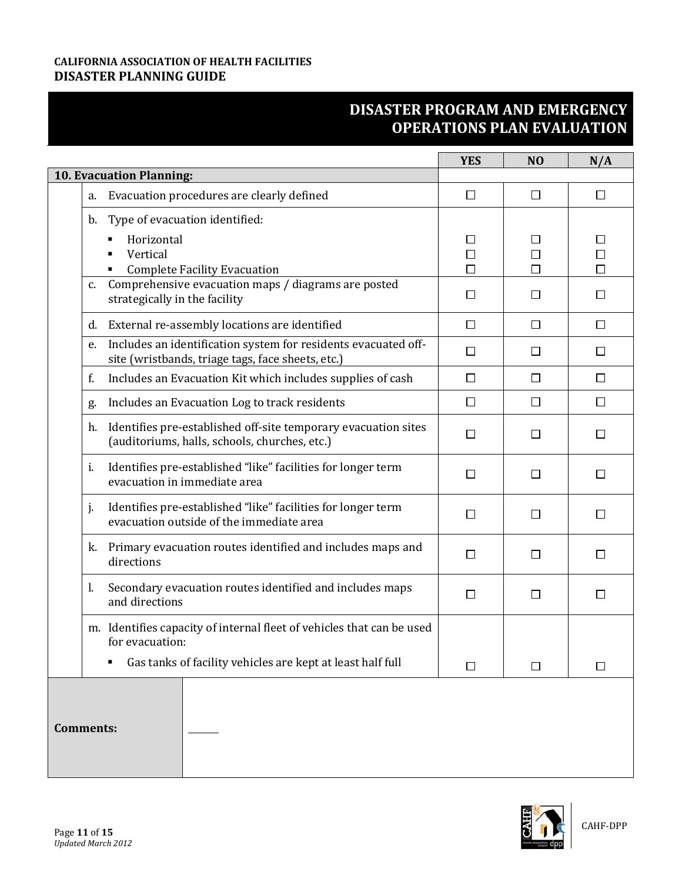**CALIFORNIA ASSOCIATION OF HEALTH FACILITIES**
**DISASTER PLANNING GUIDE**

# DISASTER PROGRAM AND EMERGENCY OPERATIONS PLAN EVALUATION

| 10. Evacuation Planning: | YES | NO | N/A |
|---|---|---|---|
| a. Evacuation procedures are clearly defined | ☐ | ☐ | ☐ |
| b. Type of evacuation identified: | | | |
| ▪ Horizontal | ☐ | ☐ | ☐ |
| ▪ Vertical | ☐ | ☐ | ☐ |
| ▪ Complete Facility Evacuation | ☐ | ☐ | ☐ |
| c. Comprehensive evacuation maps / diagrams are posted strategically in the facility | ☐ | ☐ | ☐ |
| d. External re-assembly locations are identified | ☐ | ☐ | ☐ |
| e. Includes an identification system for residents evacuated off-site (wristbands, triage tags, face sheets, etc.) | ☐ | ☐ | ☐ |
| f. Includes an Evacuation Kit which includes supplies of cash | ☐ | ☐ | ☐ |
| g. Includes an Evacuation Log to track residents | ☐ | ☐ | ☐ |
| h. Identifies pre-established off-site temporary evacuation sites (auditoriums, halls, schools, churches, etc.) | ☐ | ☐ | ☐ |
| i. Identifies pre-established "like" facilities for longer term evacuation in immediate area | ☐ | ☐ | ☐ |
| j. Identifies pre-established "like" facilities for longer term evacuation outside of the immediate area | ☐ | ☐ | ☐ |
| k. Primary evacuation routes identified and includes maps and directions | ☐ | ☐ | ☐ |
| l. Secondary evacuation routes identified and includes maps and directions | ☐ | ☐ | ☐ |
| m. Identifies capacity of internal fleet of vehicles that can be used for evacuation: | | | |
| ▪ Gas tanks of facility vehicles are kept at least half full | ☐ | ☐ | ☐ |

| **Comments:** | |
|---|---|

*Updated March 2012*

CAHF-DPP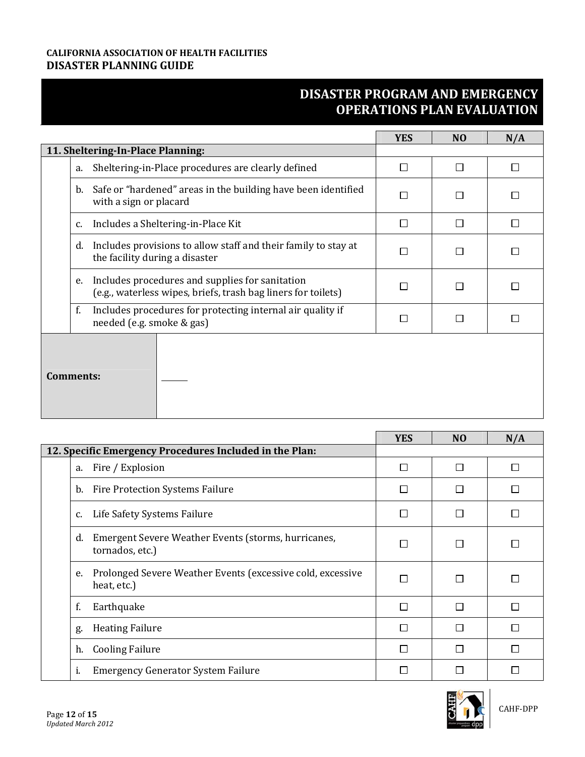# DISASTER PROGRAM AND EMERGENCY OPERATIONS PLAN EVALUATION

| 11. Sheltering-In-Place Planning: | YES | NO | N/A |
|---|---|---|---|
| a. Sheltering-in-Place procedures are clearly defined | ☐ | ☐ | ☐ |
| b. Safe or "hardened" areas in the building have been identified with a sign or placard | ☐ | ☐ | ☐ |
| c. Includes a Sheltering-in-Place Kit | ☐ | ☐ | ☐ |
| d. Includes provisions to allow staff and their family to stay at the facility during a disaster | ☐ | ☐ | ☐ |
| e. Includes procedures and supplies for sanitation (e.g., waterless wipes, briefs, trash bag liners for toilets) | ☐ | ☐ | ☐ |
| f. Includes procedures for protecting internal air quality if needed (e.g. smoke & gas) | ☐ | ☐ | ☐ |

**Comments:**

| 12. Specific Emergency Procedures Included in the Plan: | YES | NO | N/A |
|---|---|---|---|
| a. Fire / Explosion | ☐ | ☐ | ☐ |
| b. Fire Protection Systems Failure | ☐ | ☐ | ☐ |
| c. Life Safety Systems Failure | ☐ | ☐ | ☐ |
| d. Emergent Severe Weather Events (storms, hurricanes, tornados, etc.) | ☐ | ☐ | ☐ |
| e. Prolonged Severe Weather Events (excessive cold, excessive heat, etc.) | ☐ | ☐ | ☐ |
| f. Earthquake | ☐ | ☐ | ☐ |
| g. Heating Failure | ☐ | ☐ | ☐ |
| h. Cooling Failure | ☐ | ☐ | ☐ |
| i. Emergency Generator System Failure | ☐ | ☐ | ☐ |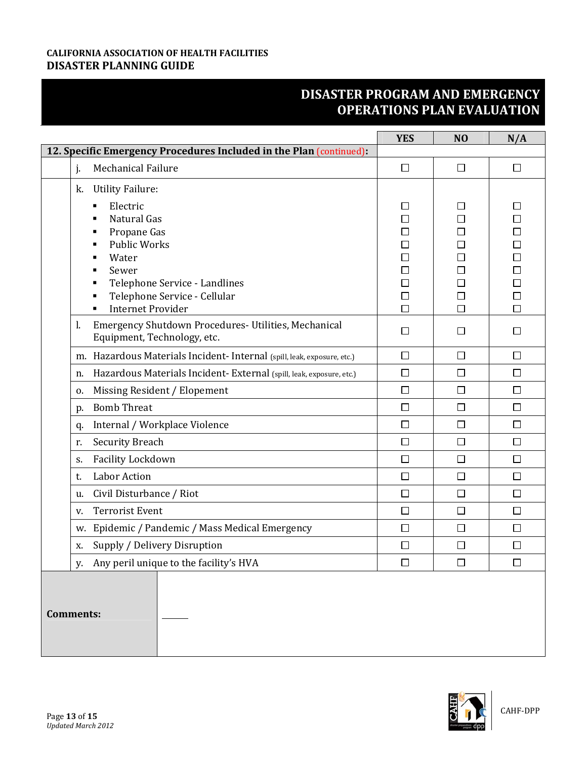# DISASTER PROGRAM AND EMERGENCY OPERATIONS PLAN EVALUATION

| **12. Specific Emergency Procedures Included in the Plan** (continued): | YES | NO | N/A |
|---|---|---|---|
| j. Mechanical Failure | ☐ | ☐ | ☐ |
| k. Utility Failure: | | | |
| ▪ Electric | ☐ | ☐ | ☐ |
| ▪ Natural Gas | ☐ | ☐ | ☐ |
| ▪ Propane Gas | ☐ | ☐ | ☐ |
| ▪ Public Works | ☐ | ☐ | ☐ |
| ▪ Water | ☐ | ☐ | ☐ |
| ▪ Sewer | ☐ | ☐ | ☐ |
| ▪ Telephone Service - Landlines | ☐ | ☐ | ☐ |
| ▪ Telephone Service - Cellular | ☐ | ☐ | ☐ |
| ▪ Internet Provider | ☐ | ☐ | ☐ |
| l. Emergency Shutdown Procedures- Utilities, Mechanical Equipment, Technology, etc. | ☐ | ☐ | ☐ |
| m. Hazardous Materials Incident- Internal (spill, leak, exposure, etc.) | ☐ | ☐ | ☐ |
| n. Hazardous Materials Incident- External (spill, leak, exposure, etc.) | ☐ | ☐ | ☐ |
| o. Missing Resident / Elopement | ☐ | ☐ | ☐ |
| p. Bomb Threat | ☐ | ☐ | ☐ |
| q. Internal / Workplace Violence | ☐ | ☐ | ☐ |
| r. Security Breach | ☐ | ☐ | ☐ |
| s. Facility Lockdown | ☐ | ☐ | ☐ |
| t. Labor Action | ☐ | ☐ | ☐ |
| u. Civil Disturbance / Riot | ☐ | ☐ | ☐ |
| v. Terrorist Event | ☐ | ☐ | ☐ |
| w. Epidemic / Pandemic / Mass Medical Emergency | ☐ | ☐ | ☐ |
| x. Supply / Delivery Disruption | ☐ | ☐ | ☐ |
| y. Any peril unique to the facility's HVA | ☐ | ☐ | ☐ |

**Comments:**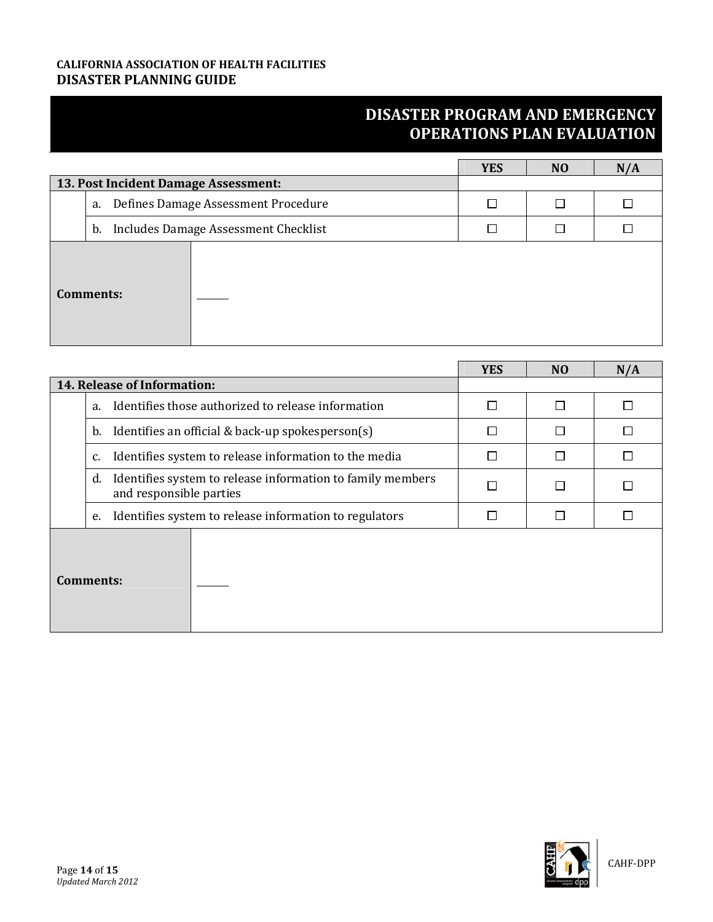## DISASTER PROGRAM AND EMERGENCY OPERATIONS PLAN EVALUATION

| 13. Post Incident Damage Assessment: | YES | NO | N/A |
|---|---|---|---|
| a. Defines Damage Assessment Procedure | ☐ | ☐ | ☐ |
| b. Includes Damage Assessment Checklist | ☐ | ☐ | ☐ |

**Comments:**

| 14. Release of Information: | YES | NO | N/A |
|---|---|---|---|
| a. Identifies those authorized to release information | ☐ | ☐ | ☐ |
| b. Identifies an official & back-up spokesperson(s) | ☐ | ☐ | ☐ |
| c. Identifies system to release information to the media | ☐ | ☐ | ☐ |
| d. Identifies system to release information to family members and responsible parties | ☐ | ☐ | ☐ |
| e. Identifies system to release information to regulators | ☐ | ☐ | ☐ |

**Comments:**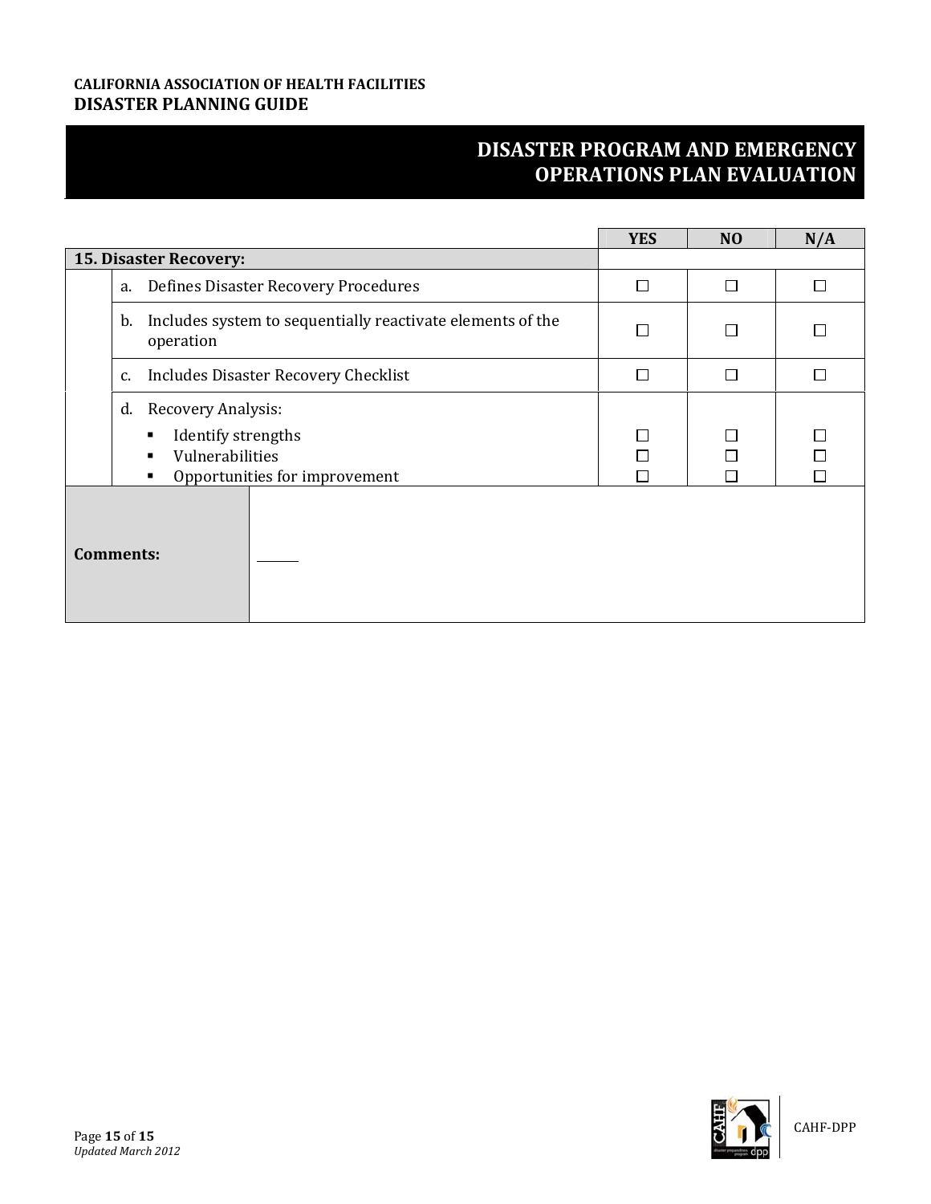# DISASTER PROGRAM AND EMERGENCY OPERATIONS PLAN EVALUATION

| | YES | NO | N/A |
|---|---|---|---|
| **15. Disaster Recovery:** | | | |
| a. Defines Disaster Recovery Procedures | ☐ | ☐ | ☐ |
| b. Includes system to sequentially reactivate elements of the operation | ☐ | ☐ | ☐ |
| c. Includes Disaster Recovery Checklist | ☐ | ☐ | ☐ |
| d. Recovery Analysis: | | | |
| ▪ Identify strengths | ☐ | ☐ | ☐ |
| ▪ Vulnerabilities | ☐ | ☐ | ☐ |
| ▪ Opportunities for improvement | ☐ | ☐ | ☐ |

| | |
|---|---|
| **Comments:** | |